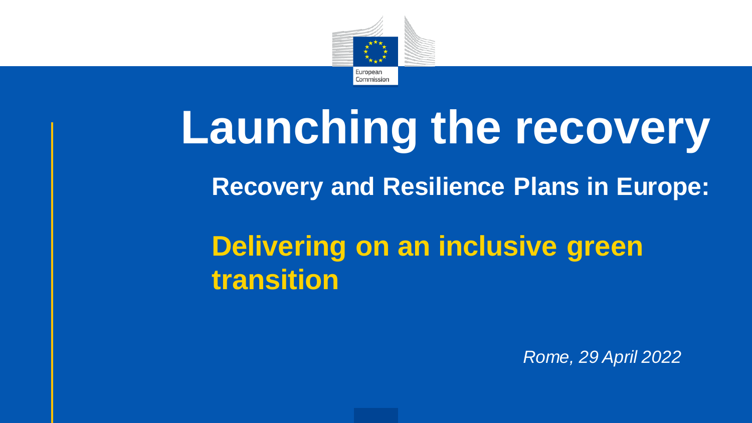European Commission

# Launching the recovery

## Recovery and Resilience Plans in Europe:

## Delivering on an inclusive green transition

*Rome, 29 April 2022*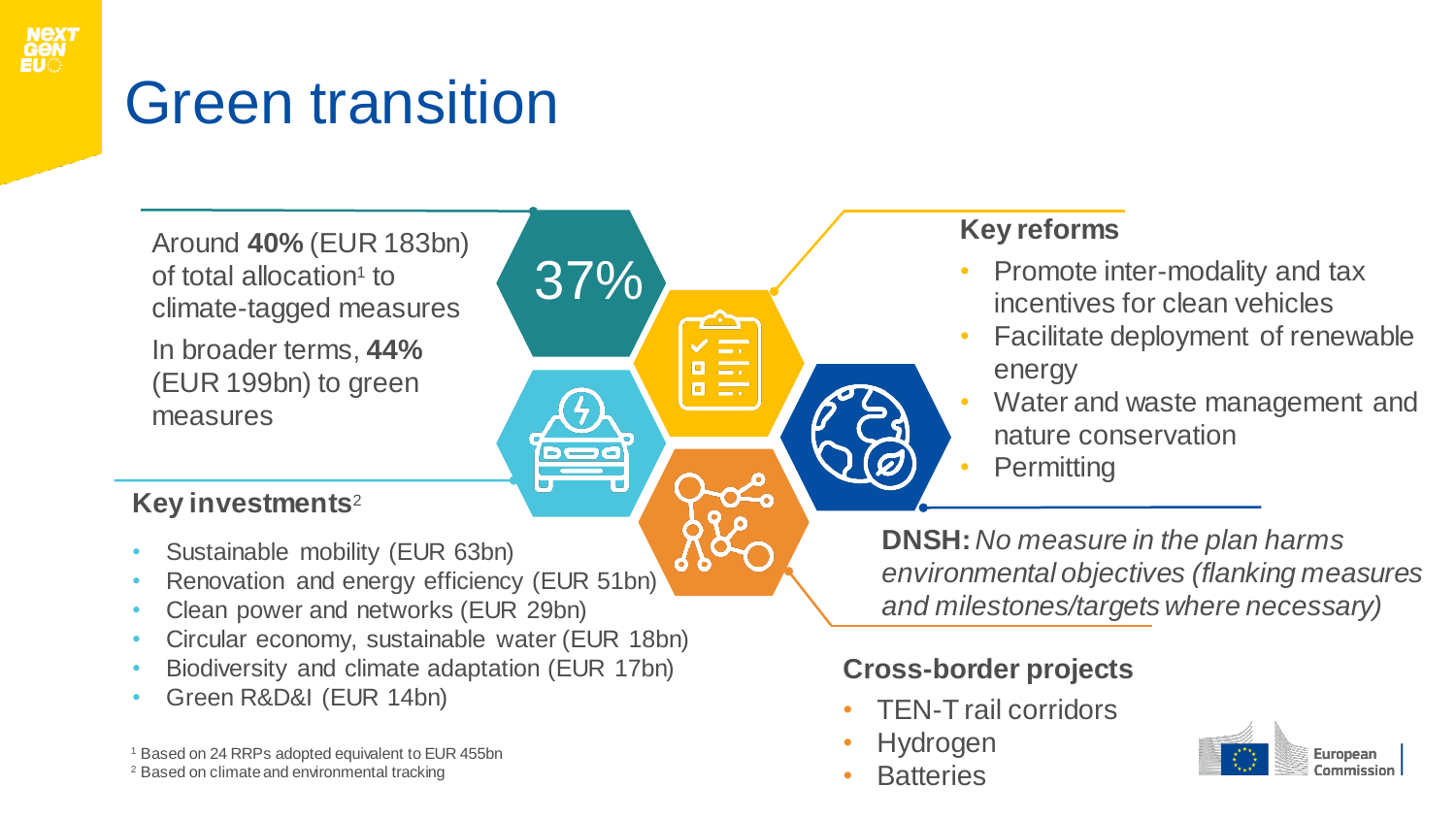# Green transition

Around **40%** (EUR 183bn) of total allocation[1] to climate-tagged measures

In broader terms, **44%** (EUR 199bn) to green measures

37%

## Key investments[2]

- Sustainable mobility (EUR 63bn)
- Renovation and energy efficiency (EUR 51bn)
- Clean power and networks (EUR 29bn)
- Circular economy, sustainable water (EUR 18bn)
- Biodiversity and climate adaptation (EUR 17bn)
- Green R&D&I (EUR 14bn)

[1] Based on 24 RRPs adopted equivalent to EUR 455bn
[2] Based on climate and environmental tracking

## Key reforms

- Promote inter-modality and tax incentives for clean vehicles
- Facilitate deployment of renewable energy
- Water and waste management and nature conservation
- Permitting

**DNSH:** *No measure in the plan harms environmental objectives (flanking measures and milestones/targets where necessary)*

## Cross-border projects

- TEN-T rail corridors
- Hydrogen
- Batteries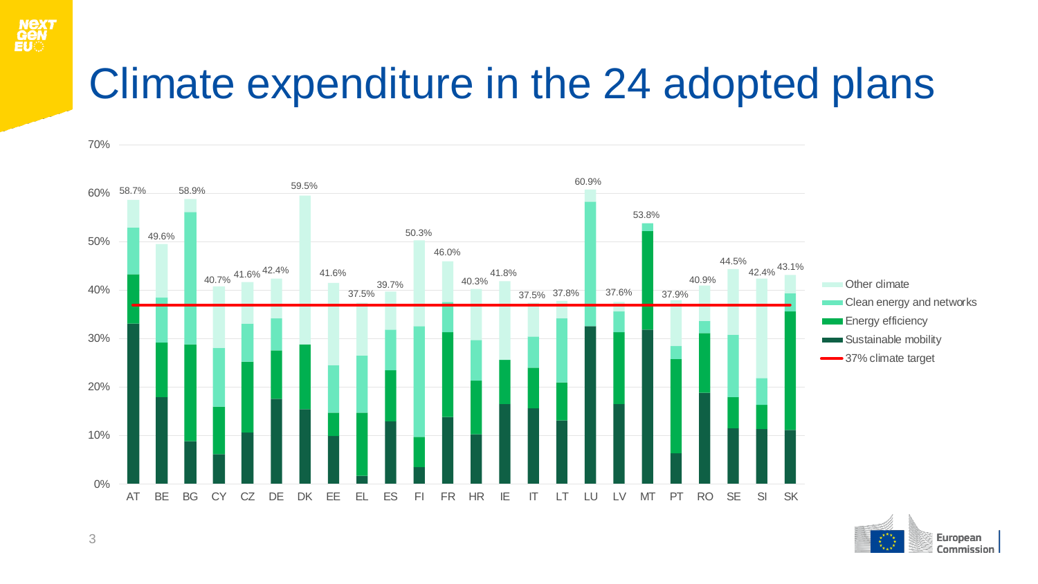# Climate expenditure in the 24 adopted plans

| Country | Total climate expenditure |
| --- | --- |
| AT | 58.7% |
| BE | 49.6% |
| BG | 58.9% |
| CY | 40.7% |
| CZ | 41.6% |
| DE | 42.4% |
| DK | 59.5% |
| EE | 41.6% |
| EL | 37.5% |
| ES | 39.7% |
| FI | 50.3% |
| FR | 46.0% |
| HR | 40.3% |
| IE | 41.8% |
| IT | 37.5% |
| LT | 37.8% |
| LU | 60.9% |
| LV | 37.6% |
| MT | 53.8% |
| PT | 37.9% |
| RO | 40.9% |
| SE | 44.5% |
| SI | 42.4% |
| SK | 43.1% |

Legend: Other climate; Clean energy and networks; Energy efficiency; Sustainable mobility; 37% climate target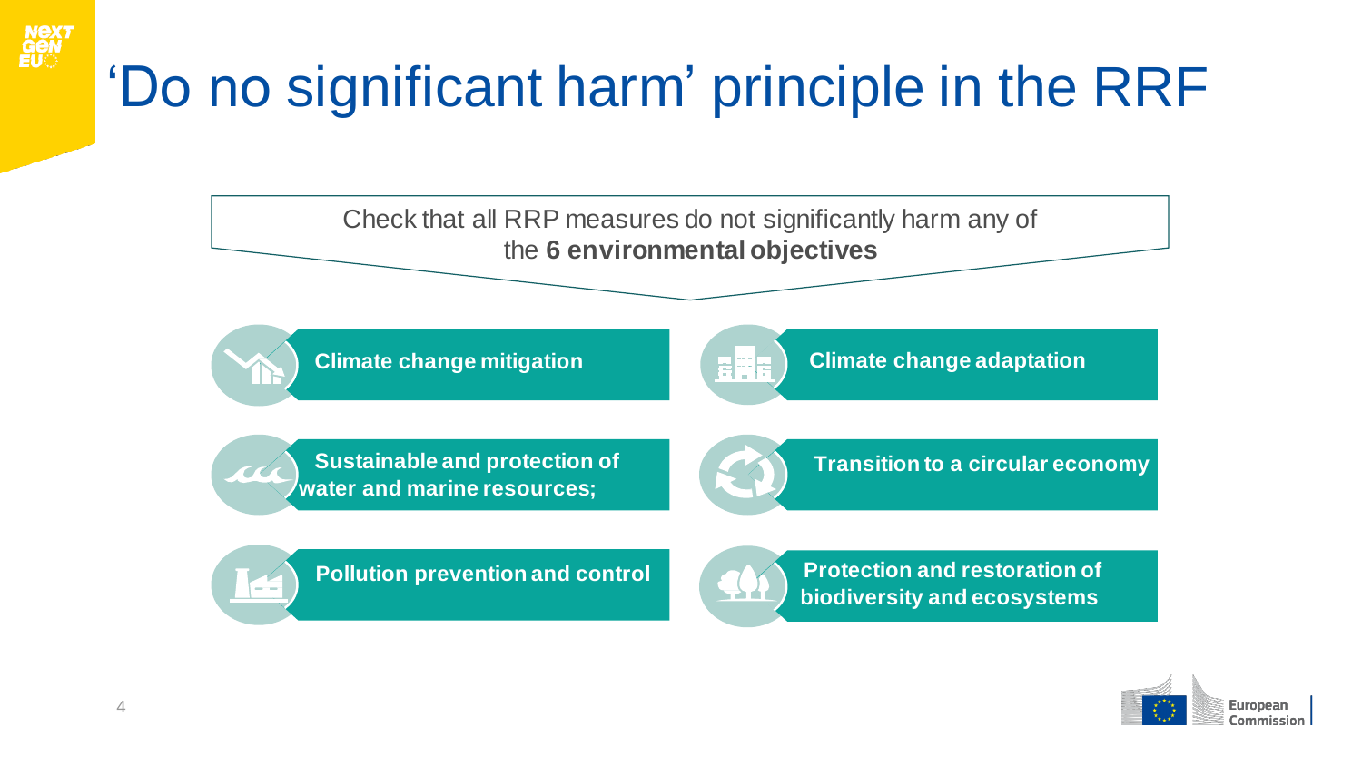# 'Do no significant harm' principle in the RRF

Check that all RRP measures do not significantly harm any of the **6 environmental objectives**

- **Climate change mitigation**
- **Climate change adaptation**
- **Sustainable and protection of water and marine resources;**
- **Transition to a circular economy**
- **Pollution prevention and control**
- **Protection and restoration of biodiversity and ecosystems**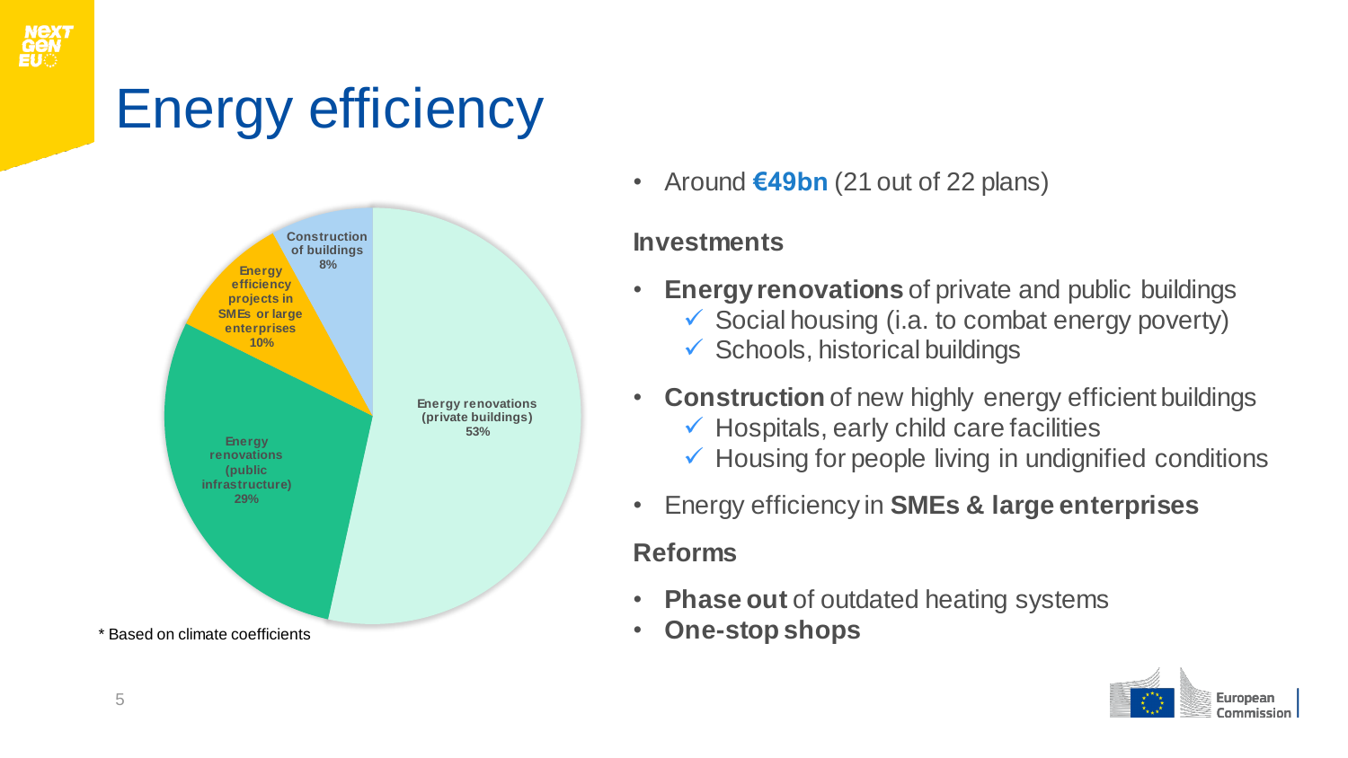# Energy efficiency

- Energy renovations (private buildings): 53%
- Energy renovations (public infrastructure): 29%
- Energy efficiency projects in SMEs or large enterprises: 10%
- Construction of buildings: 8%

\* Based on climate coefficients

- Around **€49bn** (21 out of 22 plans)

### Investments

- **Energy renovations** of private and public buildings
  - ✓ Social housing (i.a. to combat energy poverty)
  - ✓ Schools, historical buildings
- **Construction** of new highly energy efficient buildings
  - ✓ Hospitals, early child care facilities
  - ✓ Housing for people living in undignified conditions
- Energy efficiency in **SMEs & large enterprises**

### Reforms

- **Phase out** of outdated heating systems
- **One-stop shops**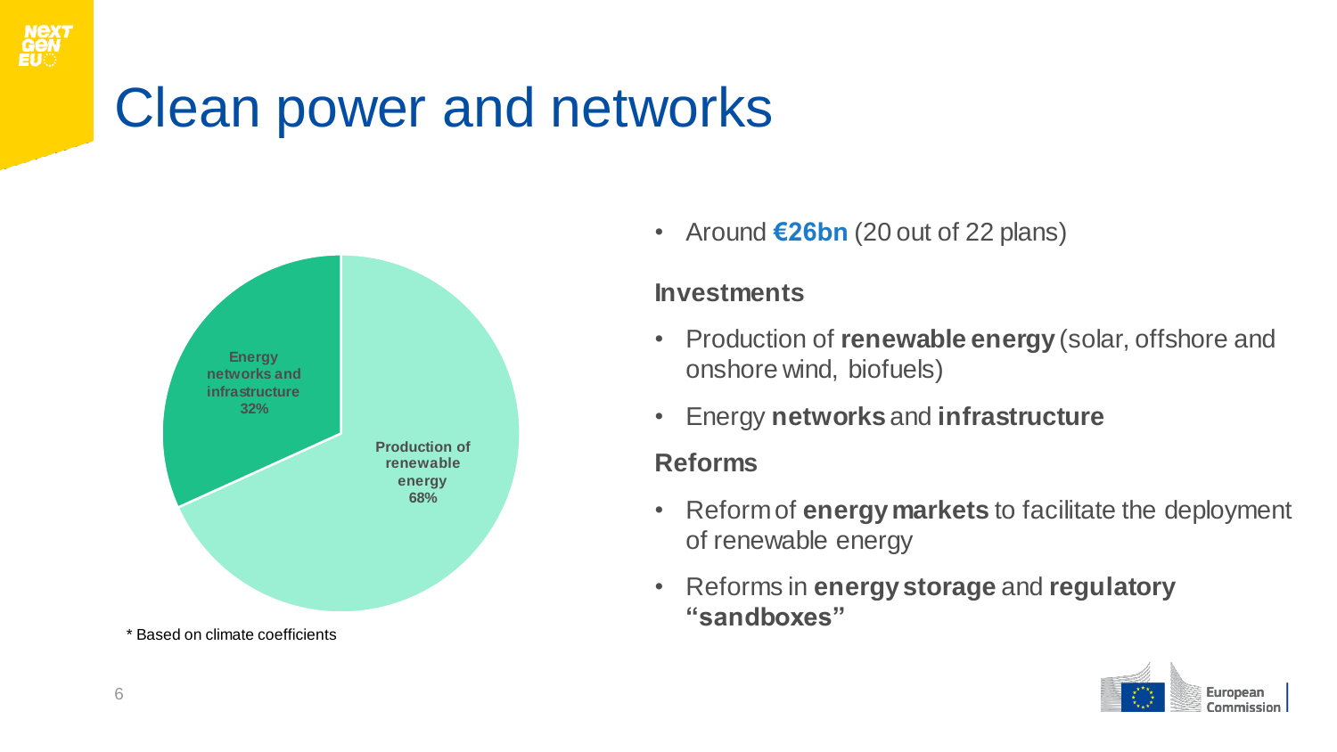# Clean power and networks

Energy networks and infrastructure 32%

Production of renewable energy 68%

\* Based on climate coefficients

- Around **€26bn** (20 out of 22 plans)

**Investments**

- Production of **renewable energy** (solar, offshore and onshore wind, biofuels)
- Energy **networks** and **infrastructure**

**Reforms**

- Reform of **energy markets** to facilitate the deployment of renewable energy
- Reforms in **energy storage** and **regulatory "sandboxes"**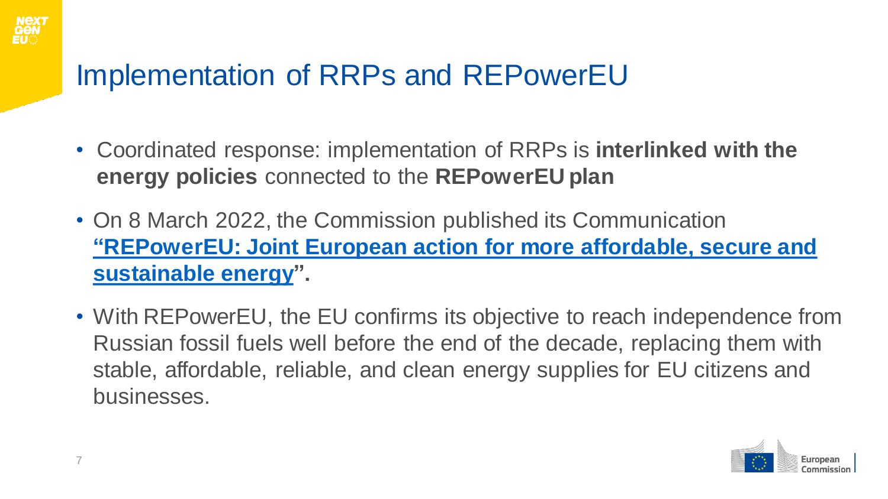# Implementation of RRPs and REPowerEU

- Coordinated response: implementation of RRPs is **interlinked with the energy policies** connected to the **REPowerEU plan**
- On 8 March 2022, the Commission published its Communication **"REPowerEU: Joint European action for more affordable, secure and sustainable energy".**
- With REPowerEU, the EU confirms its objective to reach independence from Russian fossil fuels well before the end of the decade, replacing them with stable, affordable, reliable, and clean energy supplies for EU citizens and businesses.